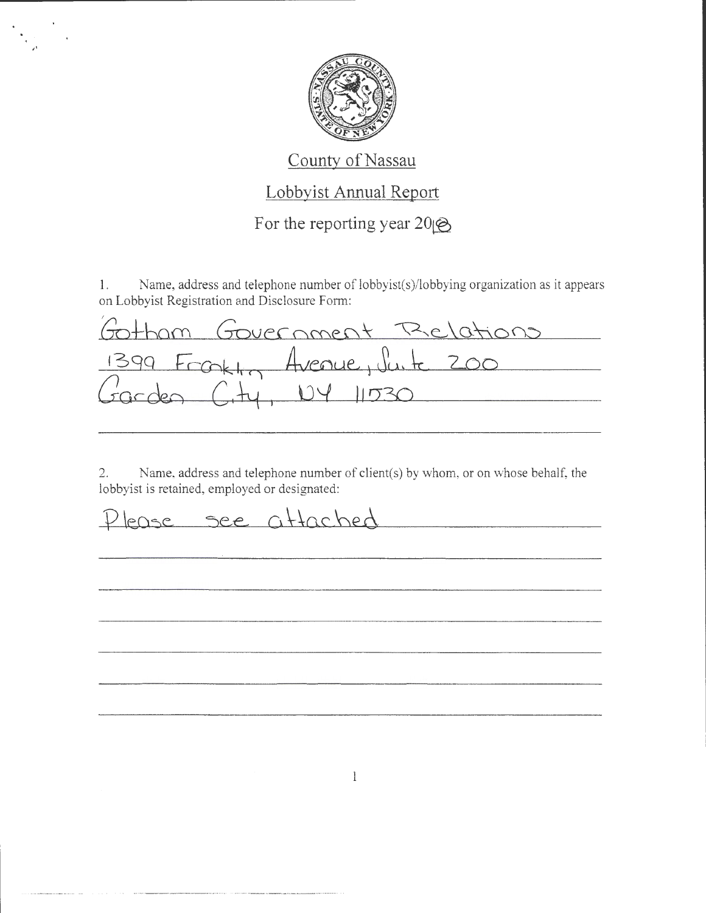County of Nassau

Lobbyist Annual Report

For the reporting year 2018

1. Name, address and telephone number of lobbyist(s)/lobbying organization as it appears on Lobbyist Registration and Disclosure Form:

Gotham Government Relations
1399 Franklin Avenue, Suite 200
Garden City, NY 11530

2. Name, address and telephone number of client(s) by whom, or on whose behalf, the lobbyist is retained, employed or designated:

Please see attached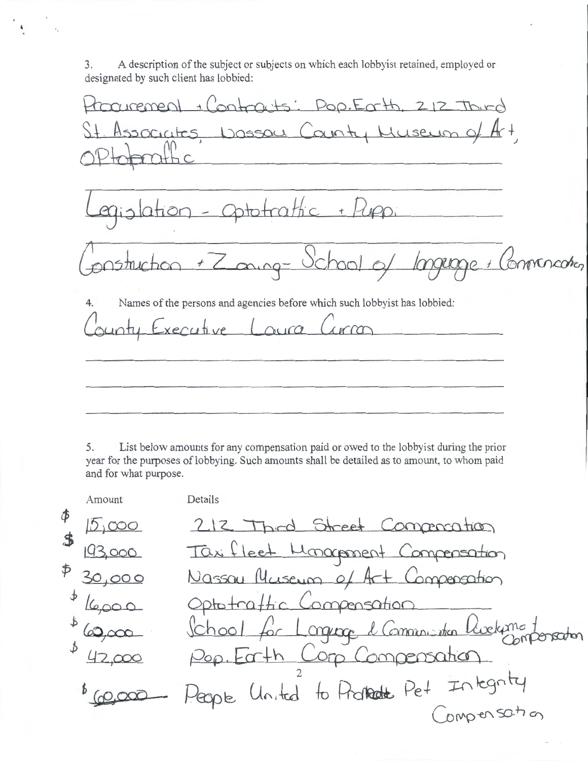3. A description of the subject or subjects on which each lobbyist retained, employed or designated by such client has lobbied:

Procurement + Contracts: Pop.Earth, 212 Third St. Associates, Nassau County Museum of Art, OPtotraffic

Legislation - Optotraffic + PUPPI

Construction + Zoning - School of language + Communication

4. Names of the persons and agencies before which such lobbyist has lobbied:

County Executive Laura Curran

5. List below amounts for any compensation paid or owed to the lobbyist during the prior year for the purposes of lobbying. Such amounts shall be detailed as to amount, to whom paid and for what purpose.

| Amount | Details |
|---|---|
| $ 15,000 | 212 Third Street Compensation |
| $ 193,000 | Taxi fleet Management Compensation |
| $ 30,000 | Nassau Museum of Art Compensation |
| $ 16,000 | Optotraffic Compensation |
| $ 60,000 | School for Language & Communication Development Compensation |
| $ 42,000 | Pop.Earth Corp Compensation |
| $ 60,000 | People United to Protect Pet Integrity Compensation |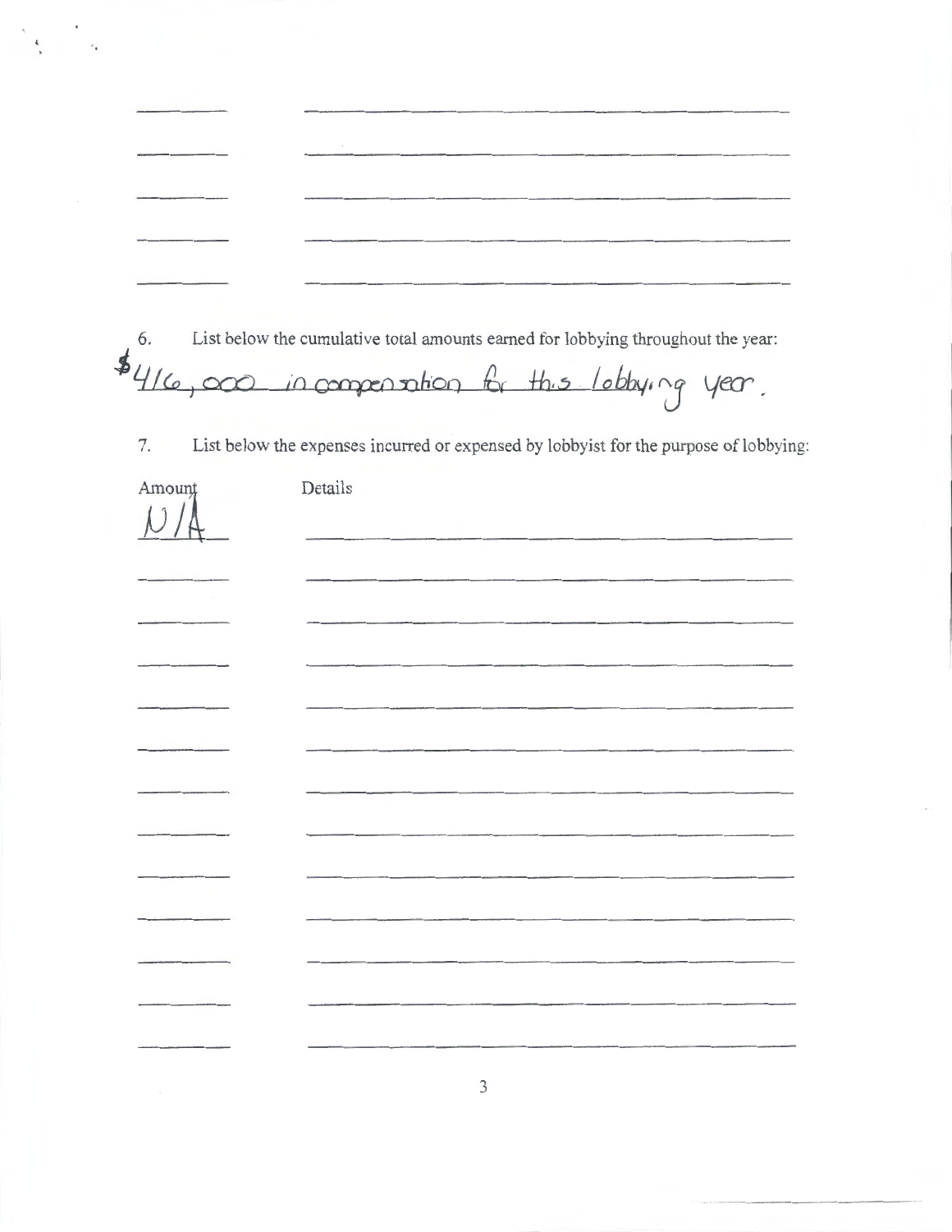6. List below the cumulative total amounts earned for lobbying throughout the year:

$416,000 in compensation for this lobbying year.

7. List below the expenses incurred or expensed by lobbyist for the purpose of lobbying:

| Amount | Details |
| --- | --- |
| N/A | |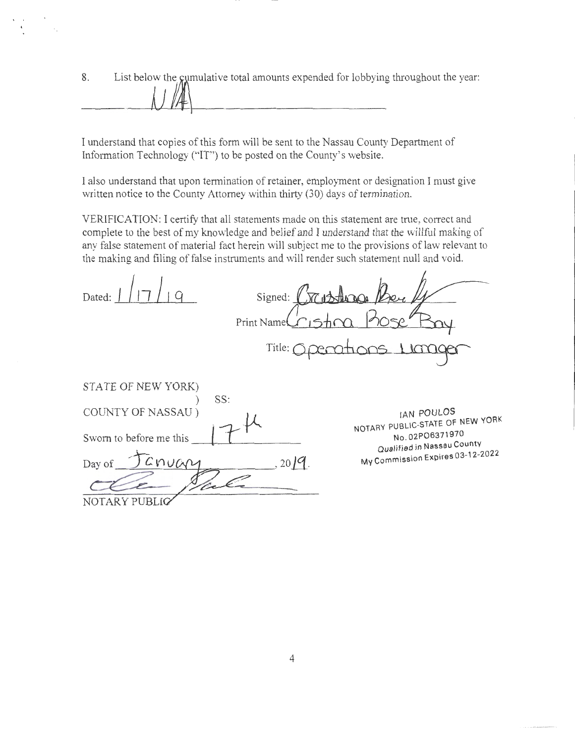8. List below the cumulative total amounts expended for lobbying throughout the year:

N/A

I understand that copies of this form will be sent to the Nassau County Department of Information Technology ("IT") to be posted on the County's website.

I also understand that upon termination of retainer, employment or designation I must give written notice to the County Attorney within thirty (30) days of termination.

VERIFICATION: I certify that all statements made on this statement are true, correct and complete to the best of my knowledge and belief and I understand that the willful making of any false statement of material fact herein will subject me to the provisions of law relevant to the making and filing of false instruments and will render such statement null and void.

Dated: 1/17/19

Signed: Cristina Rose Bay

Print Name: Cristina Rose Bay

Title: Operations Manager

STATE OF NEW YORK)
) SS:
COUNTY OF NASSAU )

Sworn to before me this 17th

Day of January, 2019.

NOTARY PUBLIC

IAN POULOS
NOTARY PUBLIC-STATE OF NEW YORK
No. 02PO6371970
Qualified in Nassau County
My Commission Expires 03-12-2022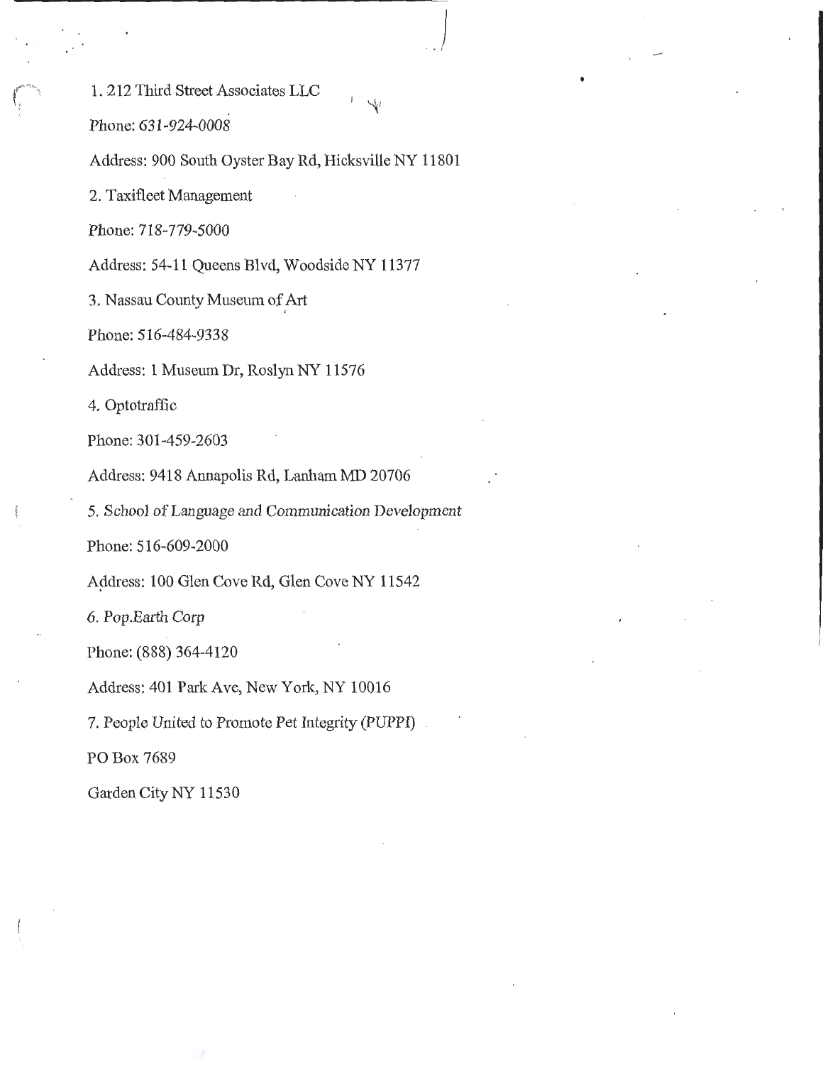1. 212 Third Street Associates LLC

Phone: 631-924-0008

Address: 900 South Oyster Bay Rd, Hicksville NY 11801

2. Taxifleet Management

Phone: 718-779-5000

Address: 54-11 Queens Blvd, Woodside NY 11377

3. Nassau County Museum of Art

Phone: 516-484-9338

Address: 1 Museum Dr, Roslyn NY 11576

4. Optotraffic

Phone: 301-459-2603

Address: 9418 Annapolis Rd, Lanham MD 20706

5. School of Language and Communication Development

Phone: 516-609-2000

Address: 100 Glen Cove Rd, Glen Cove NY 11542

6. Pop.Earth Corp

Phone: (888) 364-4120

Address: 401 Park Ave, New York, NY 10016

7. People United to Promote Pet Integrity (PUPPI)

PO Box 7689

Garden City NY 11530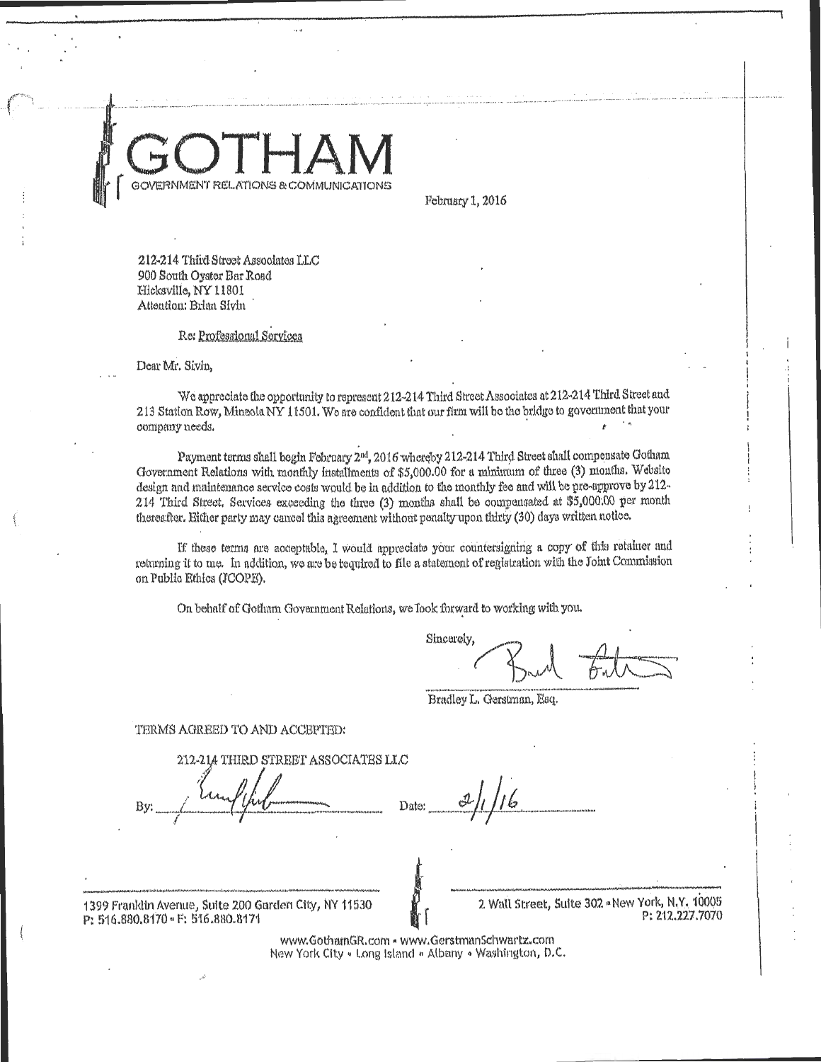# GOTHAM

GOVERNMENT RELATIONS & COMMUNICATIONS

February 1, 2016

212-214 Third Street Associates LLC
900 South Oyster Bar Road
Hicksville, NY 11801
Attention: Brian Sivin

Re: Professional Services

Dear Mr. Sivin,

We appreciate the opportunity to represent 212-214 Third Street Associates at 212-214 Third Street and 213 Station Row, Mineola NY 11501. We are confident that our firm will be the bridge to government that your company needs.

Payment terms shall begin February 2nd, 2016 whereby 212-214 Third Street shall compensate Gotham Government Relations with monthly installments of $5,000.00 for a minimum of three (3) months. Website design and maintenance service costs would be in addition to the monthly fee and will be pre-approve by 212-214 Third Street. Services exceeding the three (3) months shall be compensated at $5,000.00 per month thereafter. Either party may cancel this agreement without penalty upon thirty (30) days written notice.

If these terms are acceptable, I would appreciate your countersigning a copy of this retainer and returning it to me. In addition, we are be required to file a statement of registration with the Joint Commission on Public Ethics (JCOPE).

On behalf of Gotham Government Relations, we look forward to working with you.

Sincerely,

Bradley L. Gerstman, Esq.

TERMS AGREED TO AND ACCEPTED:

212-214 THIRD STREET ASSOCIATES LLC

By: ______________________ Date: 2/1/16

1399 Franklin Avenue, Suite 200 Garden City, NY 11530
P: 516.880.8170 • F: 516.880.8171

2 Wall Street, Suite 302 • New York, N.Y. 10005
P: 212.227.7070

www.GothamGR.com • www.GerstmanSchwartz.com
New York City • Long Island • Albany • Washington, D.C.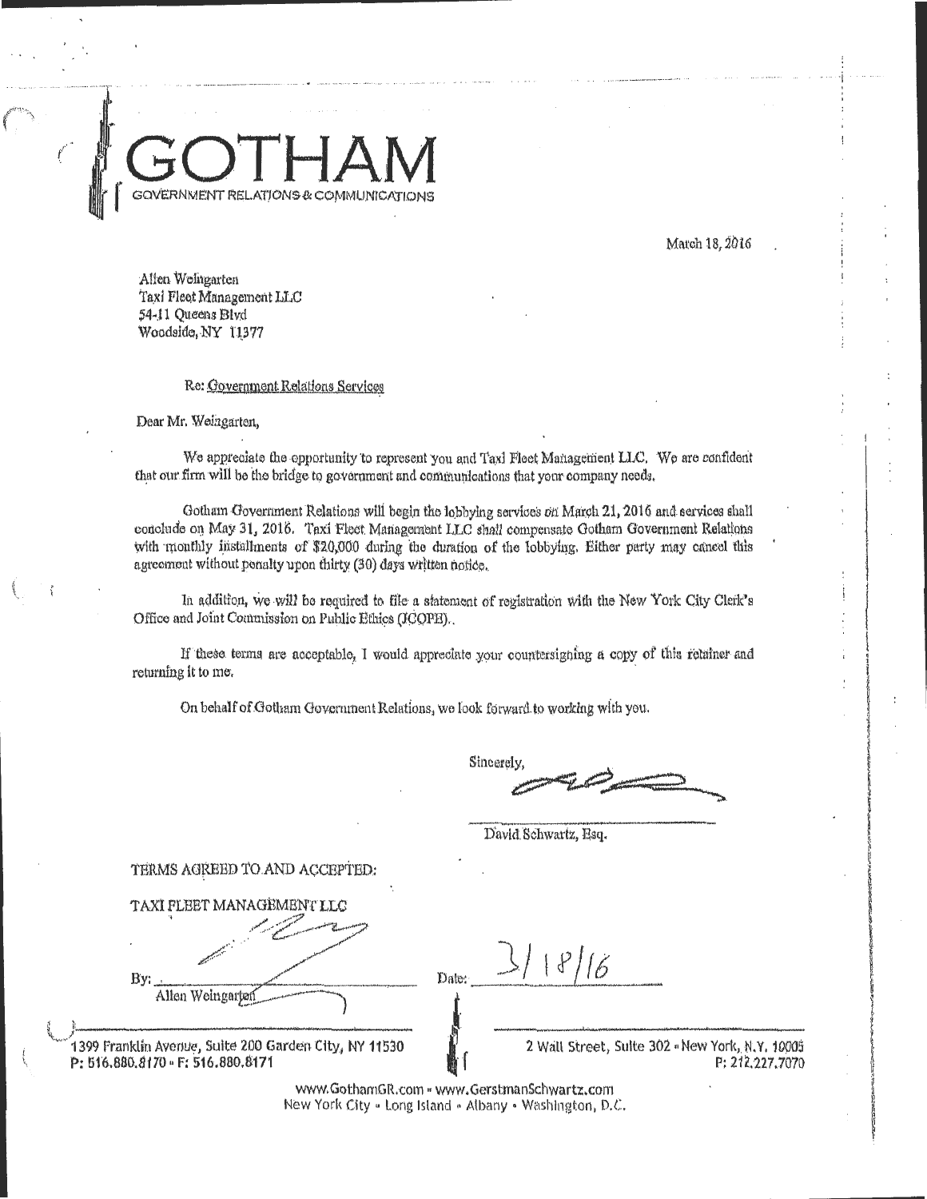# GOTHAM

GOVERNMENT RELATIONS & COMMUNICATIONS

March 18, 2016

Allen Weingarten
Taxi Fleet Management LLC
54-11 Queens Blvd
Woodside, NY 11377

Re: Government Relations Services

Dear Mr. Weingarten,

We appreciate the opportunity to represent you and Taxi Fleet Management LLC. We are confident that our firm will be the bridge to government and communications that your company needs.

Gotham Government Relations will begin the lobbying services on March 21, 2016 and services shall conclude on May 31, 2016. Taxi Fleet Management LLC shall compensate Gotham Government Relations with monthly installments of $20,000 during the duration of the lobbying. Either party may cancel this agreement without penalty upon thirty (30) days written notice.

In addition, we will be required to file a statement of registration with the New York City Clerk's Office and Joint Commission on Public Ethics (JCOPE).

If these terms are acceptable, I would appreciate your countersigning a copy of this retainer and returning it to me.

On behalf of Gotham Government Relations, we look forward to working with you.

Sincerely,

David Schwartz, Esq.

TERMS AGREED TO AND ACCEPTED:

TAXI FLEET MANAGEMENT LLC

By: ______________________ Date: 3/18/16
Allen Weingarten

1399 Franklin Avenue, Suite 200 Garden City, NY 11530
P: 516.880.8170 • F: 516.880.8171

2 Wall Street, Suite 302 • New York, N.Y. 10005
P: 212.227.7070

www.GothamGR.com • www.GerstmanSchwartz.com
New York City • Long Island • Albany • Washington, D.C.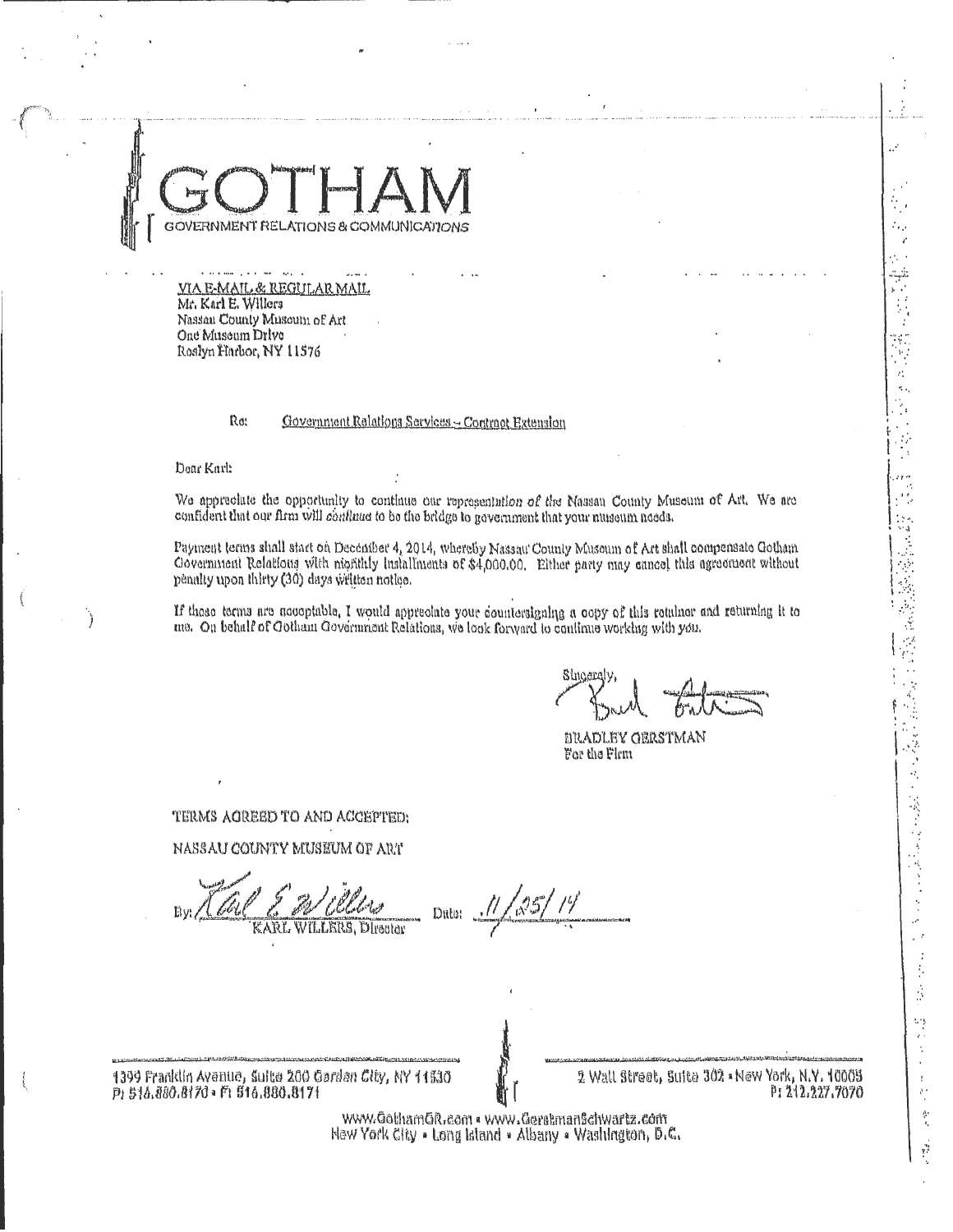# GOTHAM
GOVERNMENT RELATIONS & COMMUNICATIONS

VIA E-MAIL & REGULAR MAIL
Mr. Karl E. Willers
Nassau County Museum of Art
One Museum Drive
Roslyn Harbor, NY 11576

Re: Government Relations Services – Contract Extension

Dear Karl:

We appreciate the opportunity to continue our representation of the Nassau County Museum of Art. We are confident that our firm will continue to be the bridge to government that your museum needs.

Payment terms shall start on December 4, 2014, whereby Nassau County Museum of Art shall compensate Gotham Government Relations with monthly installments of $4,000.00. Either party may cancel this agreement without penalty upon thirty (30) days written notice.

If these terms are acceptable, I would appreciate your countersigning a copy of this retainer and returning it to me. On behalf of Gotham Government Relations, we look forward to continue working with you.

Sincerely,

BRADLEY GERSTMAN
For the Firm

TERMS AGREED TO AND ACCEPTED:

NASSAU COUNTY MUSEUM OF ART

By: ____________________ Date: 11/25/14
KARL WILLERS, Director

1399 Franklin Avenue, Suite 200 Garden City, NY 11530
P: 516.880.8170 • F: 516.880.8171

2 Wall Street, Suite 302 • New York, N.Y. 10005
P: 212.227.7070

www.GothamGR.com • www.GerstmanSchwartz.com
New York City • Long Island • Albany • Washington, D.C.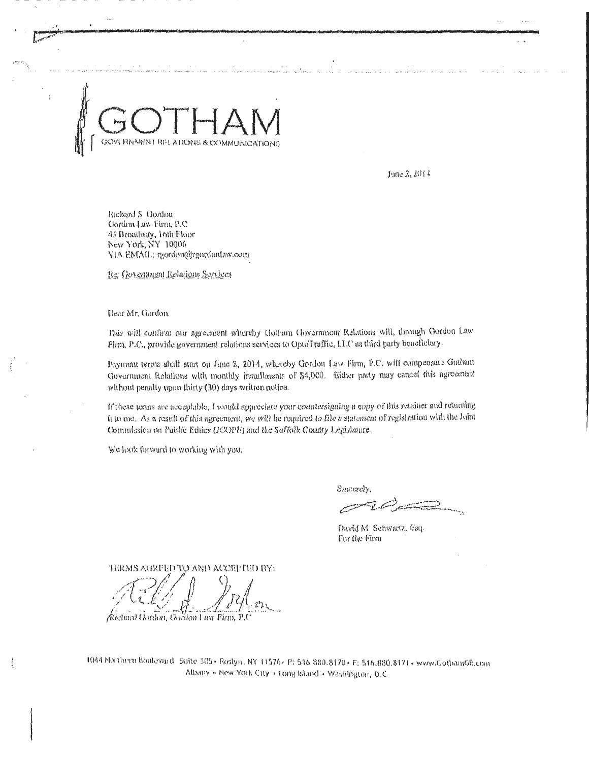# GOTHAM

GOVERNMENT RELATIONS & COMMUNICATIONS

June 2, 2014

Richard S. Gordon
Gordon Law Firm, P.C
45 Broadway, 16th Floor
New York, NY 10006
VIA EMAIL: rgordon@rgordonlaw.com

Re: Government Relations Services

Dear Mr. Gordon,

This will confirm our agreement whereby Gotham Government Relations will, through Gordon Law Firm, P.C., provide government relations services to OptoTraffic, LLC as third party beneficiary.

Payment terms shall start on June 2, 2014, whereby Gordon Law Firm, P.C. will compensate Gotham Government Relations with monthly installments of $4,000. Either party may cancel this agreement without penalty upon thirty (30) days written notice.

If these terms are acceptable, I would appreciate your countersigning a copy of this retainer and returning it to me. As a result of this agreement, we will be required to file a statement of registration with the Joint Commission on Public Ethics (JCOPE) and the Suffolk County Legislature.

We look forward to working with you.

Sincerely,

David M. Schwartz, Esq.
For the Firm

TERMS AGREED TO AND ACCEPTED BY:

Richard Gordon, Gordon Law Firm, P.C

1044 Northern Boulevard Suite 305 • Roslyn, NY 11576 • P: 516.880.8170 • F: 516.880.8171 • www.GothamGR.com
Albany • New York City • Long Island • Washington, D.C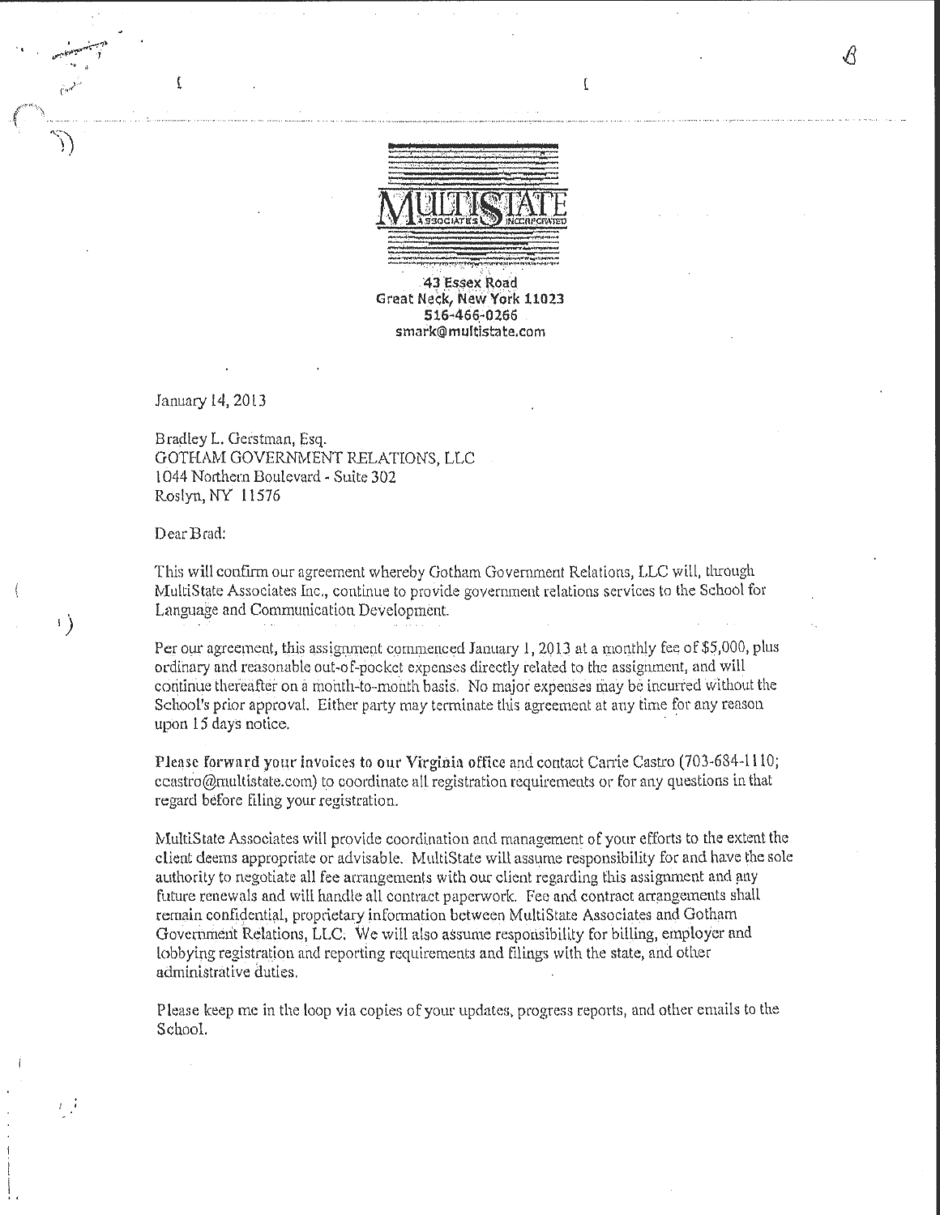MULTISTATE ASSOCIATES INCORPORATED

43 Essex Road
Great Neck, New York 11023
516-466-0266
smark@multistate.com

January 14, 2013

Bradley L. Gerstman, Esq.
GOTHAM GOVERNMENT RELATIONS, LLC
1044 Northern Boulevard - Suite 302
Roslyn, NY 11576

Dear Brad:

This will confirm our agreement whereby Gotham Government Relations, LLC will, through MultiState Associates Inc., continue to provide government relations services to the School for Language and Communication Development.

Per our agreement, this assignment commenced January 1, 2013 at a monthly fee of $5,000, plus ordinary and reasonable out-of-pocket expenses directly related to the assignment, and will continue thereafter on a month-to-month basis. No major expenses may be incurred without the School's prior approval. Either party may terminate this agreement at any time for any reason upon 15 days notice.

Please forward your invoices to our Virginia office and contact Carrie Castro (703-684-1110; ccastro@multistate.com) to coordinate all registration requirements or for any questions in that regard before filing your registration.

MultiState Associates will provide coordination and management of your efforts to the extent the client deems appropriate or advisable. MultiState will assume responsibility for and have the sole authority to negotiate all fee arrangements with our client regarding this assignment and any future renewals and will handle all contract paperwork. Fee and contract arrangements shall remain confidential, proprietary information between MultiState Associates and Gotham Government Relations, LLC. We will also assume responsibility for billing, employer and lobbying registration and reporting requirements and filings with the state, and other administrative duties.

Please keep me in the loop via copies of your updates, progress reports, and other emails to the School.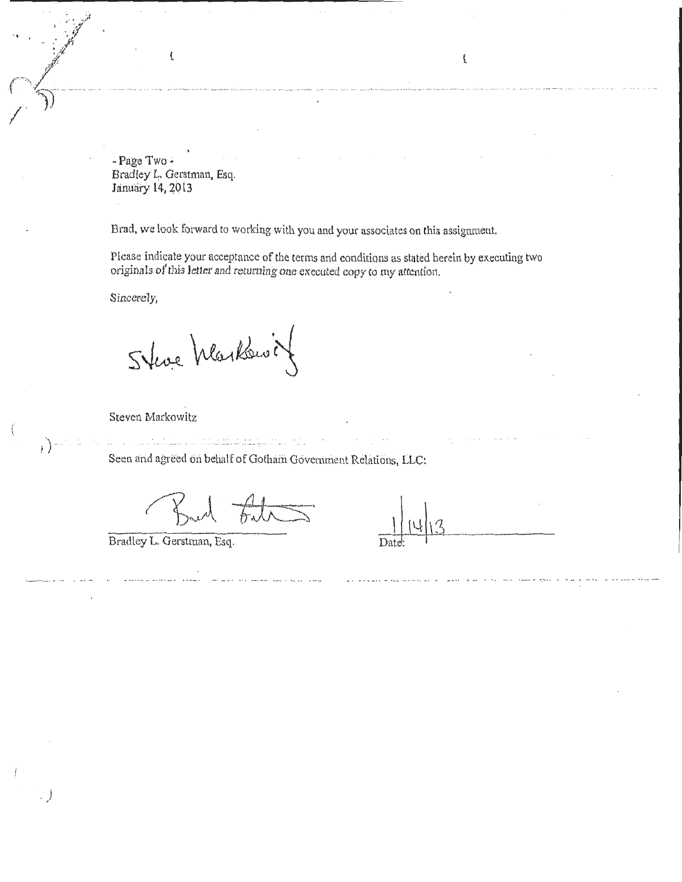- Page Two -
Bradley L. Gerstman, Esq.
January 14, 2013

Brad, we look forward to working with you and your associates on this assignment.

Please indicate your acceptance of the terms and conditions as stated herein by executing two originals of this letter and returning one executed copy to my attention.

Sincerely,

Steve Markowitz

Steven Markowitz

Seen and agreed on behalf of Gotham Government Relations, LLC:

Brad Gerstman

Bradley L. Gerstman, Esq.

1/14/13
Date: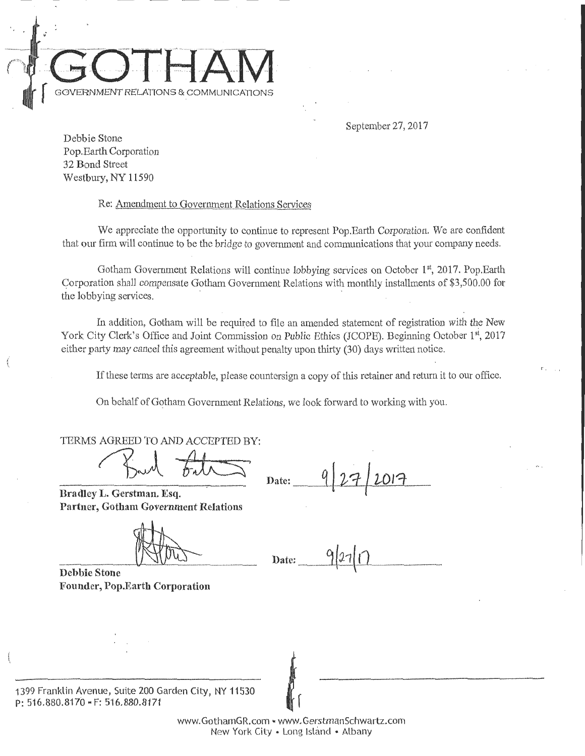# GOTHAM

GOVERNMENT RELATIONS & COMMUNICATIONS

September 27, 2017

Debbie Stone
Pop.Earth Corporation
32 Bond Street
Westbury, NY 11590

Re: Amendment to Government Relations Services

We appreciate the opportunity to continue to represent Pop.Earth Corporation. We are confident that our firm will continue to be the bridge to government and communications that your company needs.

Gotham Government Relations will continue lobbying services on October 1st, 2017. Pop.Earth Corporation shall compensate Gotham Government Relations with monthly installments of $3,500.00 for the lobbying services.

In addition, Gotham will be required to file an amended statement of registration with the New York City Clerk's Office and Joint Commission on Public Ethics (JCOPE). Beginning October 1st, 2017 either party may cancel this agreement without penalty upon thirty (30) days written notice.

If these terms are acceptable, please countersign a copy of this retainer and return it to our office.

On behalf of Gotham Government Relations, we look forward to working with you.

TERMS AGREED TO AND ACCEPTED BY:

[Signature] Date: 9/27/2017

**Bradley L. Gerstman. Esq.**
**Partner, Gotham Government Relations**

[Signature] Date: 9/27/17

**Debbie Stone**
**Founder, Pop.Earth Corporation**

1399 Franklin Avenue, Suite 200 Garden City, NY 11530
P: 516.880.8170 • F: 516.880.8171

www.GothamGR.com • www.GerstmanSchwartz.com
New York City • Long Island • Albany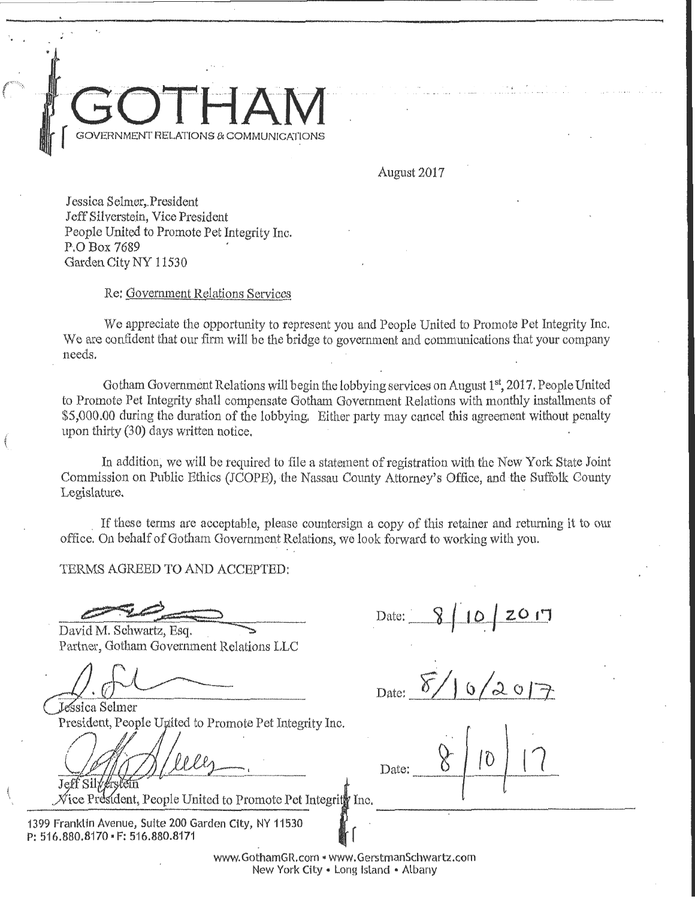# GOTHAM

GOVERNMENT RELATIONS & COMMUNICATIONS

August 2017

Jessica Selmer, President
Jeff Silverstein, Vice President
People United to Promote Pet Integrity Inc.
P.O Box 7689
Garden City NY 11530

Re: Government Relations Services

We appreciate the opportunity to represent you and People United to Promote Pet Integrity Inc. We are confident that our firm will be the bridge to government and communications that your company needs.

Gotham Government Relations will begin the lobbying services on August 1st, 2017. People United to Promote Pet Integrity shall compensate Gotham Government Relations with monthly installments of $5,000.00 during the duration of the lobbying. Either party may cancel this agreement without penalty upon thirty (30) days written notice.

In addition, we will be required to file a statement of registration with the New York State Joint Commission on Public Ethics (JCOPE), the Nassau County Attorney's Office, and the Suffolk County Legislature.

If these terms are acceptable, please countersign a copy of this retainer and returning it to our office. On behalf of Gotham Government Relations, we look forward to working with you.

TERMS AGREED TO AND ACCEPTED:

David M. Schwartz, Esq.
Partner, Gotham Government Relations LLC

Date: 8/10/2017

Jessica Selmer
President, People United to Promote Pet Integrity Inc.

Date: 8/10/2017

Jeff Silverstein
Vice President, People United to Promote Pet Integrity Inc.

Date: 8/10/17

1399 Franklin Avenue, Suite 200 Garden City, NY 11530
P: 516.880.8170 • F: 516.880.8171

www.GothamGR.com • www.GerstmanSchwartz.com
New York City • Long Island • Albany